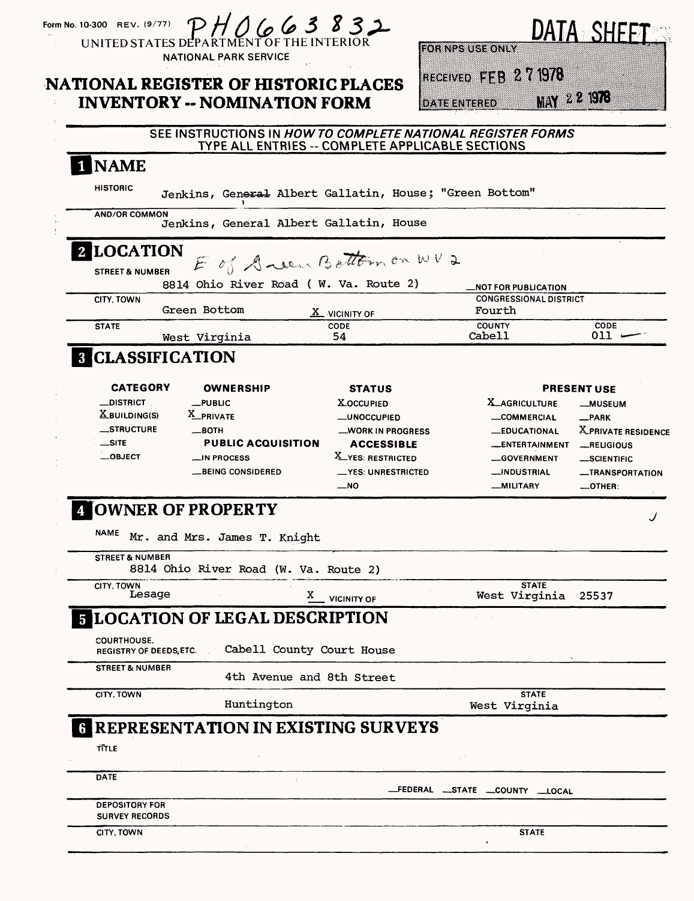Form No. 10-300 REV. (9/77) PH0663832

UNITED STATES DEPARTMENT OF THE INTERIOR
NATIONAL PARK SERVICE

# NATIONAL REGISTER OF HISTORIC PLACES INVENTORY -- NOMINATION FORM

DATA SHEET

FOR NPS USE ONLY
RECEIVED FEB 27 1978
DATE ENTERED MAY 22 1978

SEE INSTRUCTIONS IN *HOW TO COMPLETE NATIONAL REGISTER FORMS*
TYPE ALL ENTRIES -- COMPLETE APPLICABLE SECTIONS

## 1 NAME

HISTORIC: Jenkins, ~~General~~ Albert Gallatin, House; "Green Bottom"

AND/OR COMMON: Jenkins, General Albert Gallatin, House

## 2 LOCATION

STREET & NUMBER: E of Green Bottom on WV 2
8814 Ohio River Road ( W. Va. Route 2) — \_NOT FOR PUBLICATION

CITY, TOWN: Green Bottom — X VICINITY OF — CONGRESSIONAL DISTRICT: Fourth

STATE: West Virginia — CODE: 54 — COUNTY: Cabell — CODE: 011

## 3 CLASSIFICATION

| CATEGORY | OWNERSHIP | STATUS | PRESENT USE | |
|---|---|---|---|---|
| \_DISTRICT | \_PUBLIC | X OCCUPIED | X AGRICULTURE | \_MUSEUM |
| X BUILDING(S) | X PRIVATE | \_UNOCCUPIED | \_COMMERCIAL | \_PARK |
| \_STRUCTURE | \_BOTH | \_WORK IN PROGRESS | \_EDUCATIONAL | X PRIVATE RESIDENCE |
| \_SITE | **PUBLIC ACQUISITION** | **ACCESSIBLE** | \_ENTERTAINMENT | \_RELIGIOUS |
| \_OBJECT | \_IN PROCESS | X YES: RESTRICTED | \_GOVERNMENT | \_SCIENTIFIC |
| | \_BEING CONSIDERED | \_YES: UNRESTRICTED | \_INDUSTRIAL | \_TRANSPORTATION |
| | | \_NO | \_MILITARY | \_OTHER: |

## 4 OWNER OF PROPERTY

NAME: Mr. and Mrs. James T. Knight

STREET & NUMBER: 8814 Ohio River Road (W. Va. Route 2)

CITY, TOWN: Lesage — X VICINITY OF — STATE: West Virginia 25537

## 5 LOCATION OF LEGAL DESCRIPTION

COURTHOUSE, REGISTRY OF DEEDS, ETC.: Cabell County Court House

STREET & NUMBER: 4th Avenue and 8th Street

CITY, TOWN: Huntington — STATE: West Virginia

## 6 REPRESENTATION IN EXISTING SURVEYS

TITLE:

DATE: \_FEDERAL \_STATE \_COUNTY \_LOCAL

DEPOSITORY FOR SURVEY RECORDS:

CITY, TOWN: — STATE: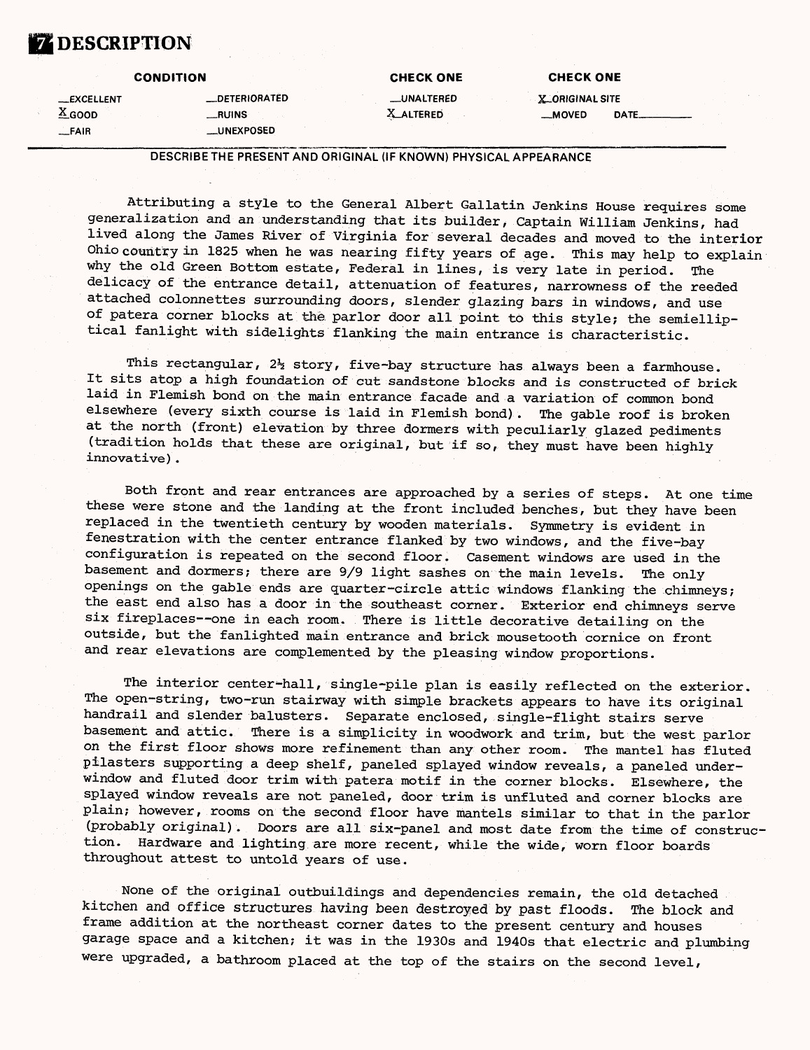# 7 DESCRIPTION

| CONDITION | | CHECK ONE | CHECK ONE |
|---|---|---|---|
| __EXCELLENT | __DETERIORATED | __UNALTERED | X ORIGINAL SITE |
| X GOOD | __RUINS | X ALTERED | __MOVED DATE______ |
| __FAIR | __UNEXPOSED | | |

DESCRIBE THE PRESENT AND ORIGINAL (IF KNOWN) PHYSICAL APPEARANCE

Attributing a style to the General Albert Gallatin Jenkins House requires some generalization and an understanding that its builder, Captain William Jenkins, had lived along the James River of Virginia for several decades and moved to the interior Ohio country in 1825 when he was nearing fifty years of age. This may help to explain why the old Green Bottom estate, Federal in lines, is very late in period. The delicacy of the entrance detail, attenuation of features, narrowness of the reeded attached colonnettes surrounding doors, slender glazing bars in windows, and use of patera corner blocks at the parlor door all point to this style; the semielliptical fanlight with sidelights flanking the main entrance is characteristic.

This rectangular, 2½ story, five-bay structure has always been a farmhouse. It sits atop a high foundation of cut sandstone blocks and is constructed of brick laid in Flemish bond on the main entrance facade and a variation of common bond elsewhere (every sixth course is laid in Flemish bond). The gable roof is broken at the north (front) elevation by three dormers with peculiarly glazed pediments (tradition holds that these are original, but if so, they must have been highly innovative).

Both front and rear entrances are approached by a series of steps. At one time these were stone and the landing at the front included benches, but they have been replaced in the twentieth century by wooden materials. Symmetry is evident in fenestration with the center entrance flanked by two windows, and the five-bay configuration is repeated on the second floor. Casement windows are used in the basement and dormers; there are 9/9 light sashes on the main levels. The only openings on the gable ends are quarter-circle attic windows flanking the chimneys; the east end also has a door in the southeast corner. Exterior end chimneys serve six fireplaces--one in each room. There is little decorative detailing on the outside, but the fanlighted main entrance and brick mousetooth cornice on front and rear elevations are complemented by the pleasing window proportions.

The interior center-hall, single-pile plan is easily reflected on the exterior. The open-string, two-run stairway with simple brackets appears to have its original handrail and slender balusters. Separate enclosed, single-flight stairs serve basement and attic. There is a simplicity in woodwork and trim, but the west parlor on the first floor shows more refinement than any other room. The mantel has fluted pilasters supporting a deep shelf, paneled splayed window reveals, a paneled underwindow and fluted door trim with patera motif in the corner blocks. Elsewhere, the splayed window reveals are not paneled, door trim is unfluted and corner blocks are plain; however, rooms on the second floor have mantels similar to that in the parlor (probably original). Doors are all six-panel and most date from the time of construction. Hardware and lighting are more recent, while the wide, worn floor boards throughout attest to untold years of use.

None of the original outbuildings and dependencies remain, the old detached kitchen and office structures having been destroyed by past floods. The block and frame addition at the northeast corner dates to the present century and houses garage space and a kitchen; it was in the 1930s and 1940s that electric and plumbing were upgraded, a bathroom placed at the top of the stairs on the second level,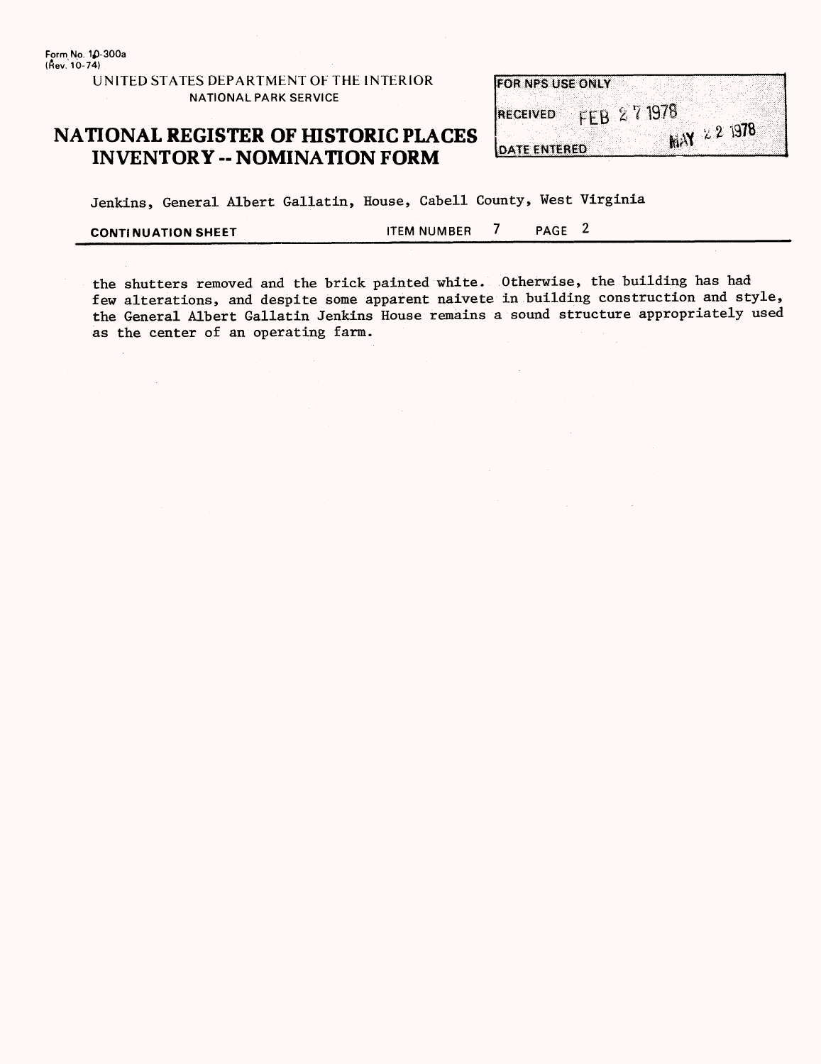Form No. 10-300a
(Rev. 10-74)

UNITED STATES DEPARTMENT OF THE INTERIOR
NATIONAL PARK SERVICE

# NATIONAL REGISTER OF HISTORIC PLACES INVENTORY -- NOMINATION FORM

| FOR NPS USE ONLY | |
|---|---|
| RECEIVED | FEB 27 1978 |
| DATE ENTERED | MAY 22 1978 |

Jenkins, General Albert Gallatin, House, Cabell County, West Virginia

**CONTINUATION SHEET** ITEM NUMBER 7 PAGE 2

the shutters removed and the brick painted white. Otherwise, the building has had few alterations, and despite some apparent naivete in building construction and style, the General Albert Gallatin Jenkins House remains a sound structure appropriately used as the center of an operating farm.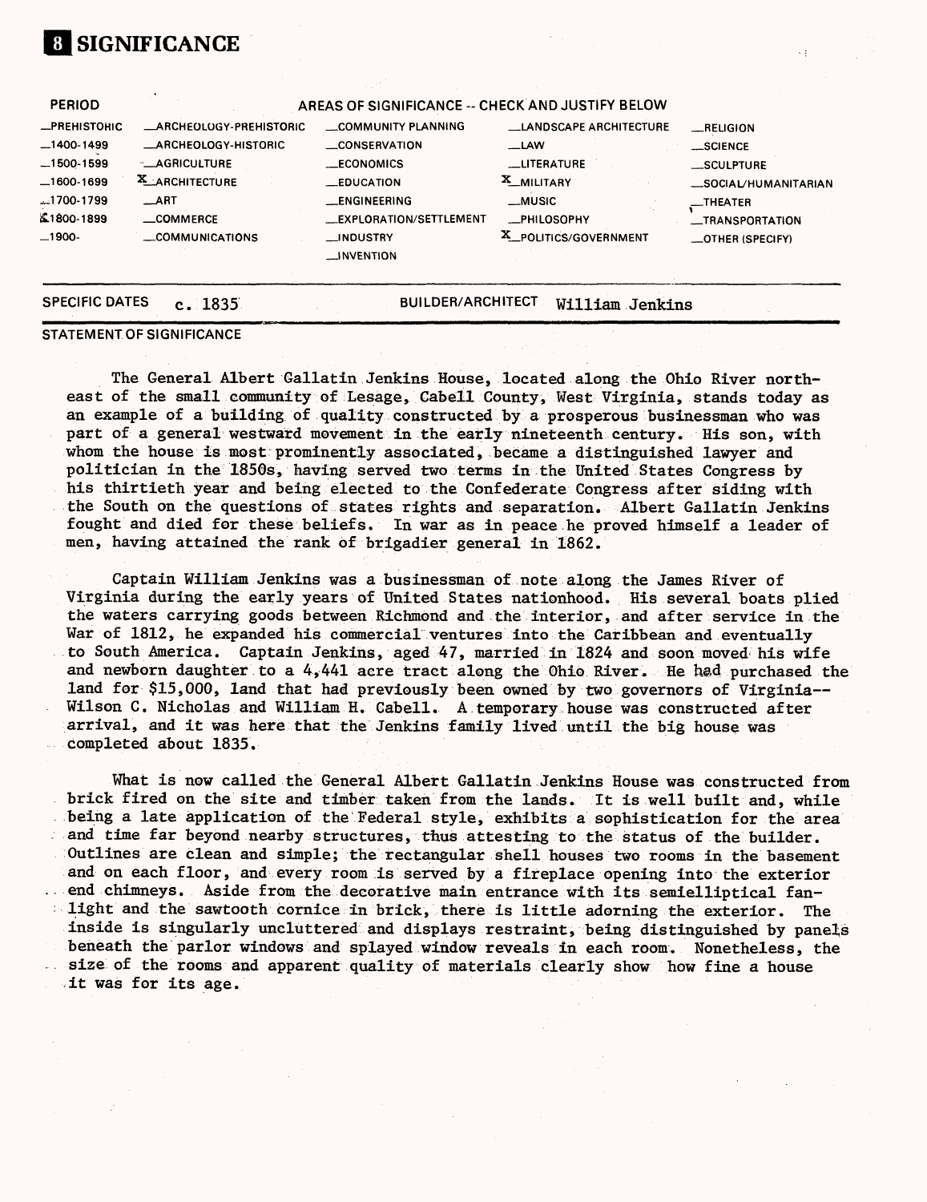# 8 SIGNIFICANCE

| PERIOD | AREAS OF SIGNIFICANCE -- CHECK AND JUSTIFY BELOW | | | |
|---|---|---|---|---|
| _PREHISTORIC | _ARCHEOLOGY-PREHISTORIC | _COMMUNITY PLANNING | _LANDSCAPE ARCHITECTURE | _RELIGION |
| _1400-1499 | _ARCHEOLOGY-HISTORIC | _CONSERVATION | _LAW | _SCIENCE |
| _1500-1599 | _AGRICULTURE | _ECONOMICS | _LITERATURE | _SCULPTURE |
| _1600-1699 | X ARCHITECTURE | _EDUCATION | X MILITARY | _SOCIAL/HUMANITARIAN |
| _1700-1799 | _ART | _ENGINEERING | _MUSIC | _THEATER |
| X 1800-1899 | _COMMERCE | _EXPLORATION/SETTLEMENT | _PHILOSOPHY | _TRANSPORTATION |
| _1900- | _COMMUNICATIONS | _INDUSTRY | X POLITICS/GOVERNMENT | _OTHER (SPECIFY) |
| | | _INVENTION | | |

SPECIFIC DATES c. 1835 BUILDER/ARCHITECT William Jenkins

STATEMENT OF SIGNIFICANCE

The General Albert Gallatin Jenkins House, located along the Ohio River northeast of the small community of Lesage, Cabell County, West Virginia, stands today as an example of a building of quality constructed by a prosperous businessman who was part of a general westward movement in the early nineteenth century. His son, with whom the house is most prominently associated, became a distinguished lawyer and politician in the 1850s, having served two terms in the United States Congress by his thirtieth year and being elected to the Confederate Congress after siding with the South on the questions of states rights and separation. Albert Gallatin Jenkins fought and died for these beliefs. In war as in peace he proved himself a leader of men, having attained the rank of brigadier general in 1862.

Captain William Jenkins was a businessman of note along the James River of Virginia during the early years of United States nationhood. His several boats plied the waters carrying goods between Richmond and the interior, and after service in the War of 1812, he expanded his commercial ventures into the Caribbean and eventually to South America. Captain Jenkins, aged 47, married in 1824 and soon moved his wife and newborn daughter to a 4,441 acre tract along the Ohio River. He had purchased the land for $15,000, land that had previously been owned by two governors of Virginia-- Wilson C. Nicholas and William H. Cabell. A temporary house was constructed after arrival, and it was here that the Jenkins family lived until the big house was completed about 1835.

What is now called the General Albert Gallatin Jenkins House was constructed from brick fired on the site and timber taken from the lands. It is well built and, while being a late application of the Federal style, exhibits a sophistication for the area and time far beyond nearby structures, thus attesting to the status of the builder. Outlines are clean and simple; the rectangular shell houses two rooms in the basement and on each floor, and every room is served by a fireplace opening into the exterior end chimneys. Aside from the decorative main entrance with its semielliptical fanlight and the sawtooth cornice in brick, there is little adorning the exterior. The inside is singularly uncluttered and displays restraint, being distinguished by panels beneath the parlor windows and splayed window reveals in each room. Nonetheless, the size of the rooms and apparent quality of materials clearly show how fine a house it was for its age.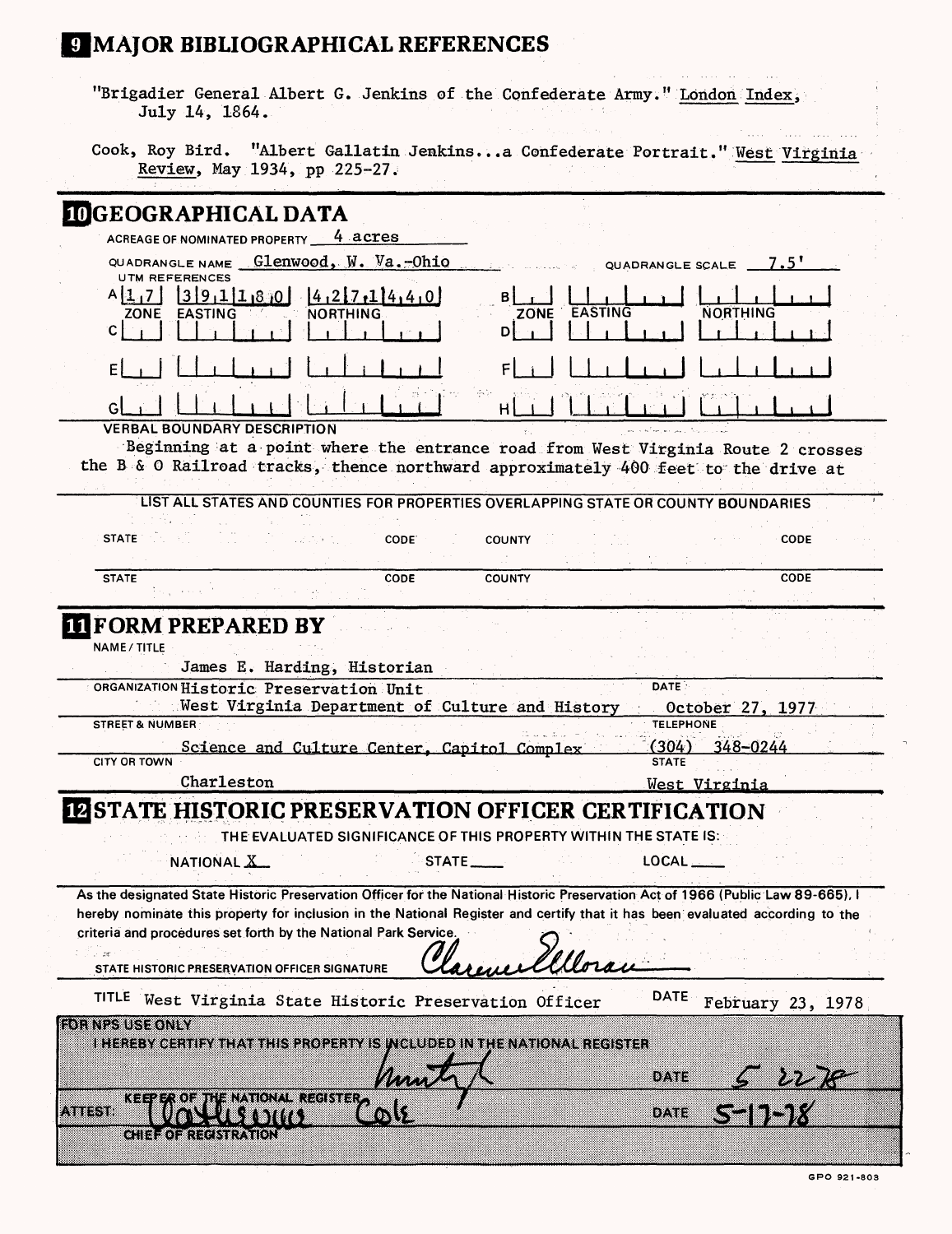## 9 MAJOR BIBLIOGRAPHICAL REFERENCES

"Brigadier General Albert G. Jenkins of the Confederate Army." London Index, July 14, 1864.

Cook, Roy Bird. "Albert Gallatin Jenkins...a Confederate Portrait." West Virginia Review, May 1934, pp 225-27.

## 10 GEOGRAPHICAL DATA

ACREAGE OF NOMINATED PROPERTY 4 acres

QUADRANGLE NAME Glenwood, W. Va.-Ohio QUADRANGLE SCALE 7.5'

UTM REFERENCES

| | ZONE | EASTING | NORTHING | | ZONE | EASTING | NORTHING |
|---|---|---|---|---|---|---|---|
| A | 17 | 391180 | 4271440 | B | | | |
| C | | | | D | | | |
| E | | | | F | | | |
| G | | | | H | | | |

VERBAL BOUNDARY DESCRIPTION

Beginning at a point where the entrance road from West Virginia Route 2 crosses the B & O Railroad tracks, thence northward approximately 400 feet to the drive at

LIST ALL STATES AND COUNTIES FOR PROPERTIES OVERLAPPING STATE OR COUNTY BOUNDARIES

| STATE | CODE | COUNTY | CODE |
|---|---|---|---|
| STATE | CODE | COUNTY | CODE |

## 11 FORM PREPARED BY

NAME / TITLE
James E. Harding, Historian

ORGANIZATION Historic Preservation Unit
West Virginia Department of Culture and History

DATE October 27, 1977

STREET & NUMBER Science and Culture Center, Capitol Complex

TELEPHONE (304) 348-0244

CITY OR TOWN Charleston

STATE West Virginia

## 12 STATE HISTORIC PRESERVATION OFFICER CERTIFICATION

THE EVALUATED SIGNIFICANCE OF THIS PROPERTY WITHIN THE STATE IS:

NATIONAL X STATE ___ LOCAL ___

As the designated State Historic Preservation Officer for the National Historic Preservation Act of 1966 (Public Law 89-665), I hereby nominate this property for inclusion in the National Register and certify that it has been evaluated according to the criteria and procedures set forth by the National Park Service.

STATE HISTORIC PRESERVATION OFFICER SIGNATURE Clarence Moran

TITLE West Virginia State Historic Preservation Officer DATE February 23, 1978

FOR NPS USE ONLY

I HEREBY CERTIFY THAT THIS PROPERTY IS INCLUDED IN THE NATIONAL REGISTER

DATE 5 22 78

KEEPER OF THE NATIONAL REGISTER

ATTEST: Catherine Cole DATE 5-17-78

CHIEF OF REGISTRATION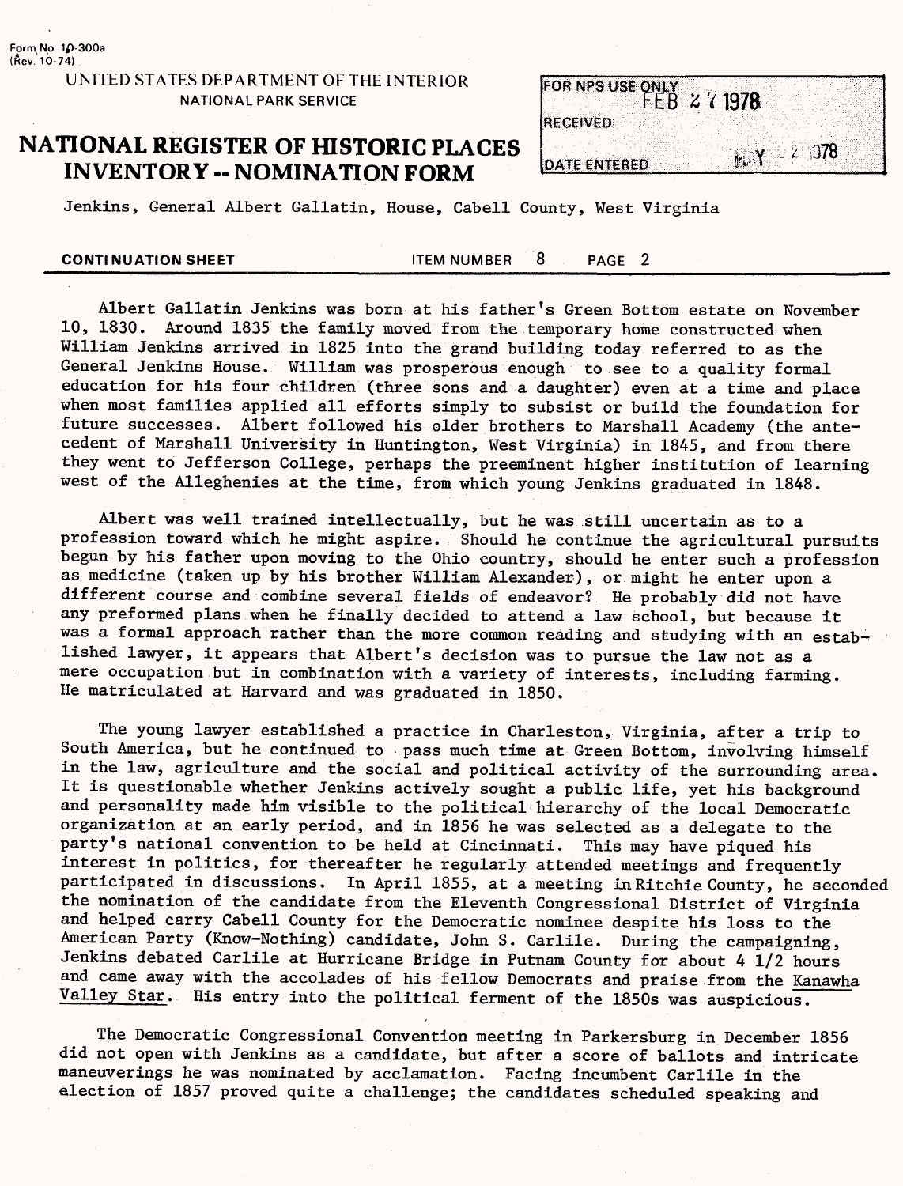Form No. 10-300a
(Rev. 10-74)

UNITED STATES DEPARTMENT OF THE INTERIOR
NATIONAL PARK SERVICE

# NATIONAL REGISTER OF HISTORIC PLACES INVENTORY -- NOMINATION FORM

FOR NPS USE ONLY
RECEIVED FEB 27 1978
DATE ENTERED MAY 2 1978

Jenkins, General Albert Gallatin, House, Cabell County, West Virginia

**CONTINUATION SHEET** ITEM NUMBER 8 PAGE 2

Albert Gallatin Jenkins was born at his father's Green Bottom estate on November 10, 1830. Around 1835 the family moved from the temporary home constructed when William Jenkins arrived in 1825 into the grand building today referred to as the General Jenkins House. William was prosperous enough to see to a quality formal education for his four children (three sons and a daughter) even at a time and place when most families applied all efforts simply to subsist or build the foundation for future successes. Albert followed his older brothers to Marshall Academy (the antecedent of Marshall University in Huntington, West Virginia) in 1845, and from there they went to Jefferson College, perhaps the preeminent higher institution of learning west of the Alleghenies at the time, from which young Jenkins graduated in 1848.

Albert was well trained intellectually, but he was still uncertain as to a profession toward which he might aspire. Should he continue the agricultural pursuits begun by his father upon moving to the Ohio country, should he enter such a profession as medicine (taken up by his brother William Alexander), or might he enter upon a different course and combine several fields of endeavor? He probably did not have any preformed plans when he finally decided to attend a law school, but because it was a formal approach rather than the more common reading and studying with an established lawyer, it appears that Albert's decision was to pursue the law not as a mere occupation but in combination with a variety of interests, including farming. He matriculated at Harvard and was graduated in 1850.

The young lawyer established a practice in Charleston, Virginia, after a trip to South America, but he continued to pass much time at Green Bottom, involving himself in the law, agriculture and the social and political activity of the surrounding area. It is questionable whether Jenkins actively sought a public life, yet his background and personality made him visible to the political hierarchy of the local Democratic organization at an early period, and in 1856 he was selected as a delegate to the party's national convention to be held at Cincinnati. This may have piqued his interest in politics, for thereafter he regularly attended meetings and frequently participated in discussions. In April 1855, at a meeting in Ritchie County, he seconded the nomination of the candidate from the Eleventh Congressional District of Virginia and helped carry Cabell County for the Democratic nominee despite his loss to the American Party (Know-Nothing) candidate, John S. Carlile. During the campaigning, Jenkins debated Carlile at Hurricane Bridge in Putnam County for about 4 1/2 hours and came away with the accolades of his fellow Democrats and praise from the _Kanawha Valley Star_. His entry into the political ferment of the 1850s was auspicious.

The Democratic Congressional Convention meeting in Parkersburg in December 1856 did not open with Jenkins as a candidate, but after a score of ballots and intricate maneuverings he was nominated by acclamation. Facing incumbent Carlile in the election of 1857 proved quite a challenge; the candidates scheduled speaking and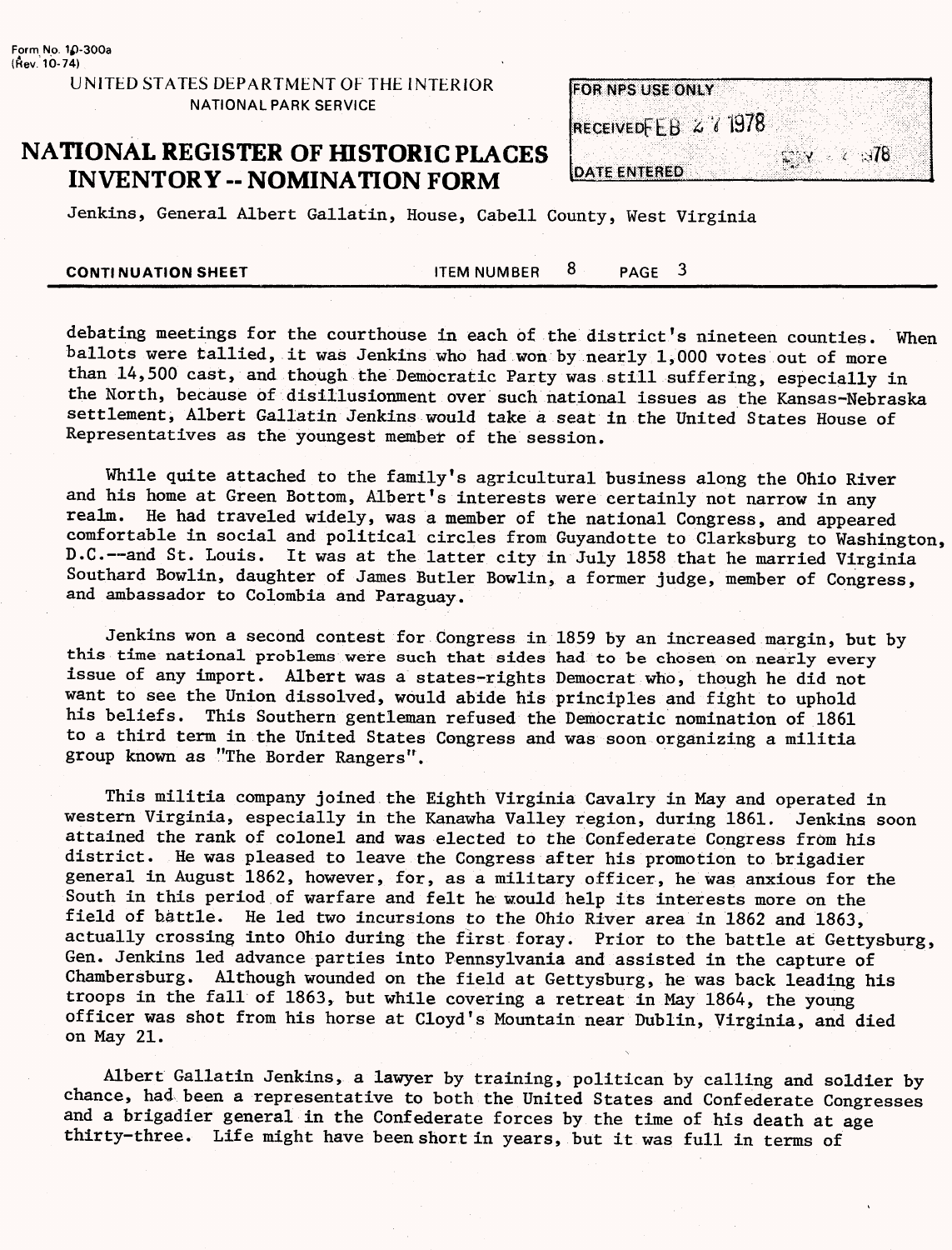Jenkins, General Albert Gallatin, House, Cabell County, West Virginia

**CONTINUATION SHEET** ITEM NUMBER 8 PAGE 3

debating meetings for the courthouse in each of the district's nineteen counties. When ballots were tallied, it was Jenkins who had won by nearly 1,000 votes out of more than 14,500 cast, and though the Democratic Party was still suffering, especially in the North, because of disillusionment over such national issues as the Kansas-Nebraska settlement, Albert Gallatin Jenkins would take a seat in the United States House of Representatives as the youngest member of the session.

While quite attached to the family's agricultural business along the Ohio River and his home at Green Bottom, Albert's interests were certainly not narrow in any realm. He had traveled widely, was a member of the national Congress, and appeared comfortable in social and political circles from Guyandotte to Clarksburg to Washington, D.C.--and St. Louis. It was at the latter city in July 1858 that he married Virginia Southard Bowlin, daughter of James Butler Bowlin, a former judge, member of Congress, and ambassador to Colombia and Paraguay.

Jenkins won a second contest for Congress in 1859 by an increased margin, but by this time national problems were such that sides had to be chosen on nearly every issue of any import. Albert was a states-rights Democrat who, though he did not want to see the Union dissolved, would abide his principles and fight to uphold his beliefs. This Southern gentleman refused the Democratic nomination of 1861 to a third term in the United States Congress and was soon organizing a militia group known as "The Border Rangers".

This militia company joined the Eighth Virginia Cavalry in May and operated in western Virginia, especially in the Kanawha Valley region, during 1861. Jenkins soon attained the rank of colonel and was elected to the Confederate Congress from his district. He was pleased to leave the Congress after his promotion to brigadier general in August 1862, however, for, as a military officer, he was anxious for the South in this period of warfare and felt he would help its interests more on the field of battle. He led two incursions to the Ohio River area in 1862 and 1863, actually crossing into Ohio during the first foray. Prior to the battle at Gettysburg, Gen. Jenkins led advance parties into Pennsylvania and assisted in the capture of Chambersburg. Although wounded on the field at Gettysburg, he was back leading his troops in the fall of 1863, but while covering a retreat in May 1864, the young officer was shot from his horse at Cloyd's Mountain near Dublin, Virginia, and died on May 21.

Albert Gallatin Jenkins, a lawyer by training, politican by calling and soldier by chance, had been a representative to both the United States and Confederate Congresses and a brigadier general in the Confederate forces by the time of his death at age thirty-three. Life might have been short in years, but it was full in terms of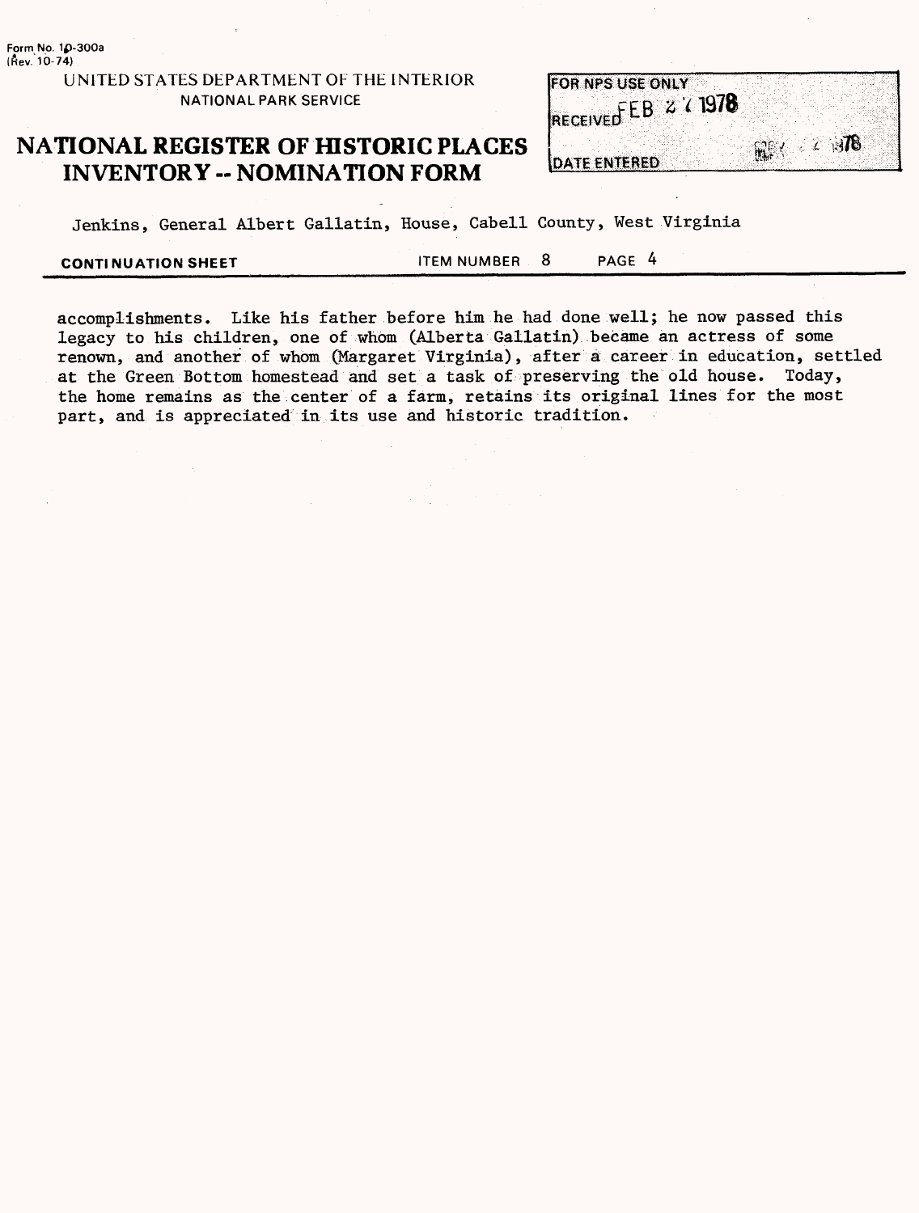Jenkins, General Albert Gallatin, House, Cabell County, West Virginia

**CONTINUATION SHEET** ITEM NUMBER 8 PAGE 4

accomplishments. Like his father before him he had done well; he now passed this legacy to his children, one of whom (Alberta Gallatin) became an actress of some renown, and another of whom (Margaret Virginia), after a career in education, settled at the Green Bottom homestead and set a task of preserving the old house. Today, the home remains as the center of a farm, retains its original lines for the most part, and is appreciated in its use and historic tradition.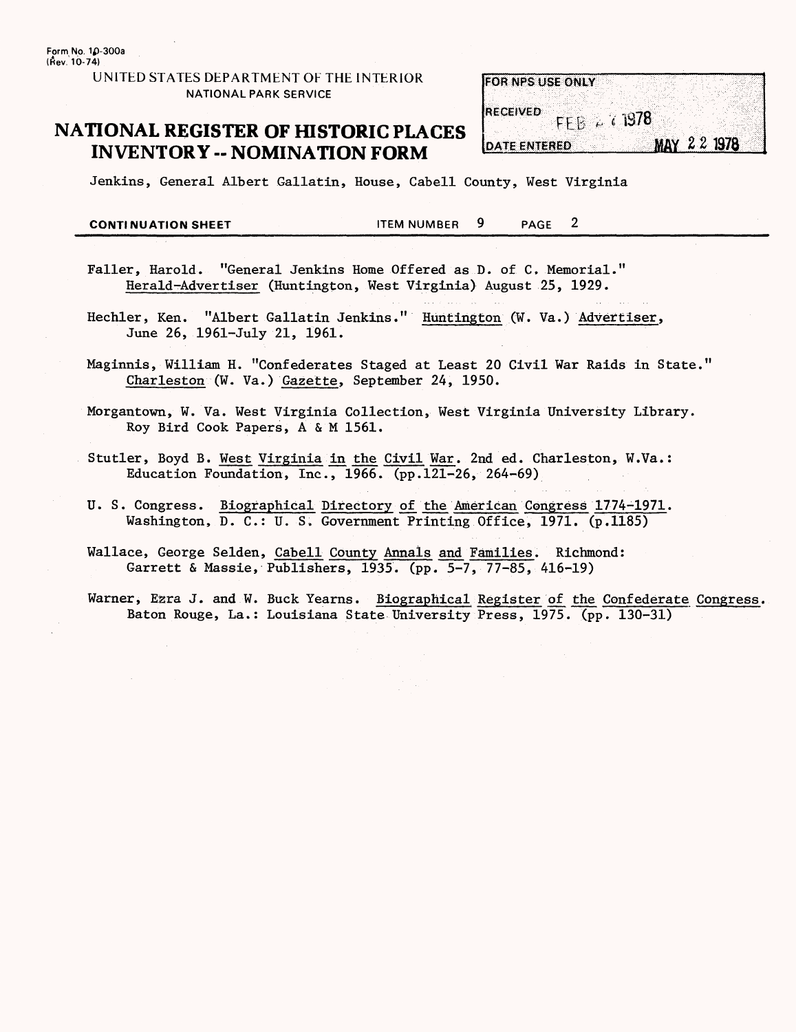Form No. 10-300a
(Rev. 10-74)

UNITED STATES DEPARTMENT OF THE INTERIOR
NATIONAL PARK SERVICE

# NATIONAL REGISTER OF HISTORIC PLACES INVENTORY -- NOMINATION FORM

| FOR NPS USE ONLY | |
|---|---|
| RECEIVED | FEB 2 7 1978 |
| DATE ENTERED | MAY 22 1978 |

Jenkins, General Albert Gallatin, House, Cabell County, West Virginia

**CONTINUATION SHEET** ITEM NUMBER 9 PAGE 2

Faller, Harold. "General Jenkins Home Offered as D. of C. Memorial." Herald-Advertiser (Huntington, West Virginia) August 25, 1929.

Hechler, Ken. "Albert Gallatin Jenkins." Huntington (W. Va.) Advertiser, June 26, 1961-July 21, 1961.

Maginnis, William H. "Confederates Staged at Least 20 Civil War Raids in State." Charleston (W. Va.) Gazette, September 24, 1950.

Morgantown, W. Va. West Virginia Collection, West Virginia University Library. Roy Bird Cook Papers, A & M 1561.

Stutler, Boyd B. West Virginia in the Civil War. 2nd ed. Charleston, W.Va.: Education Foundation, Inc., 1966. (pp.121-26, 264-69)

U. S. Congress. Biographical Directory of the American Congress 1774-1971. Washington, D. C.: U. S. Government Printing Office, 1971. (p.1185)

Wallace, George Selden, Cabell County Annals and Families. Richmond: Garrett & Massie, Publishers, 1935. (pp. 5-7, 77-85, 416-19)

Warner, Ezra J. and W. Buck Yearns. Biographical Register of the Confederate Congress. Baton Rouge, La.: Louisiana State University Press, 1975. (pp. 130-31)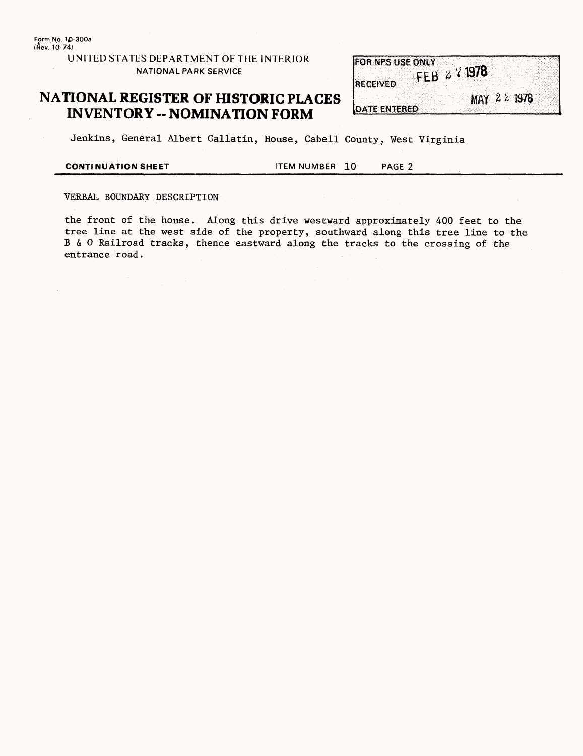Form No. 10-300a
(Rev. 10-74)

UNITED STATES DEPARTMENT OF THE INTERIOR
NATIONAL PARK SERVICE

# NATIONAL REGISTER OF HISTORIC PLACES INVENTORY -- NOMINATION FORM

FOR NPS USE ONLY

RECEIVED FEB 27 1978

DATE ENTERED MAY 22 1978

Jenkins, General Albert Gallatin, House, Cabell County, West Virginia

**CONTINUATION SHEET** ITEM NUMBER 10 PAGE 2

VERBAL BOUNDARY DESCRIPTION

the front of the house. Along this drive westward approximately 400 feet to the tree line at the west side of the property, southward along this tree line to the B & O Railroad tracks, thence eastward along the tracks to the crossing of the entrance road.